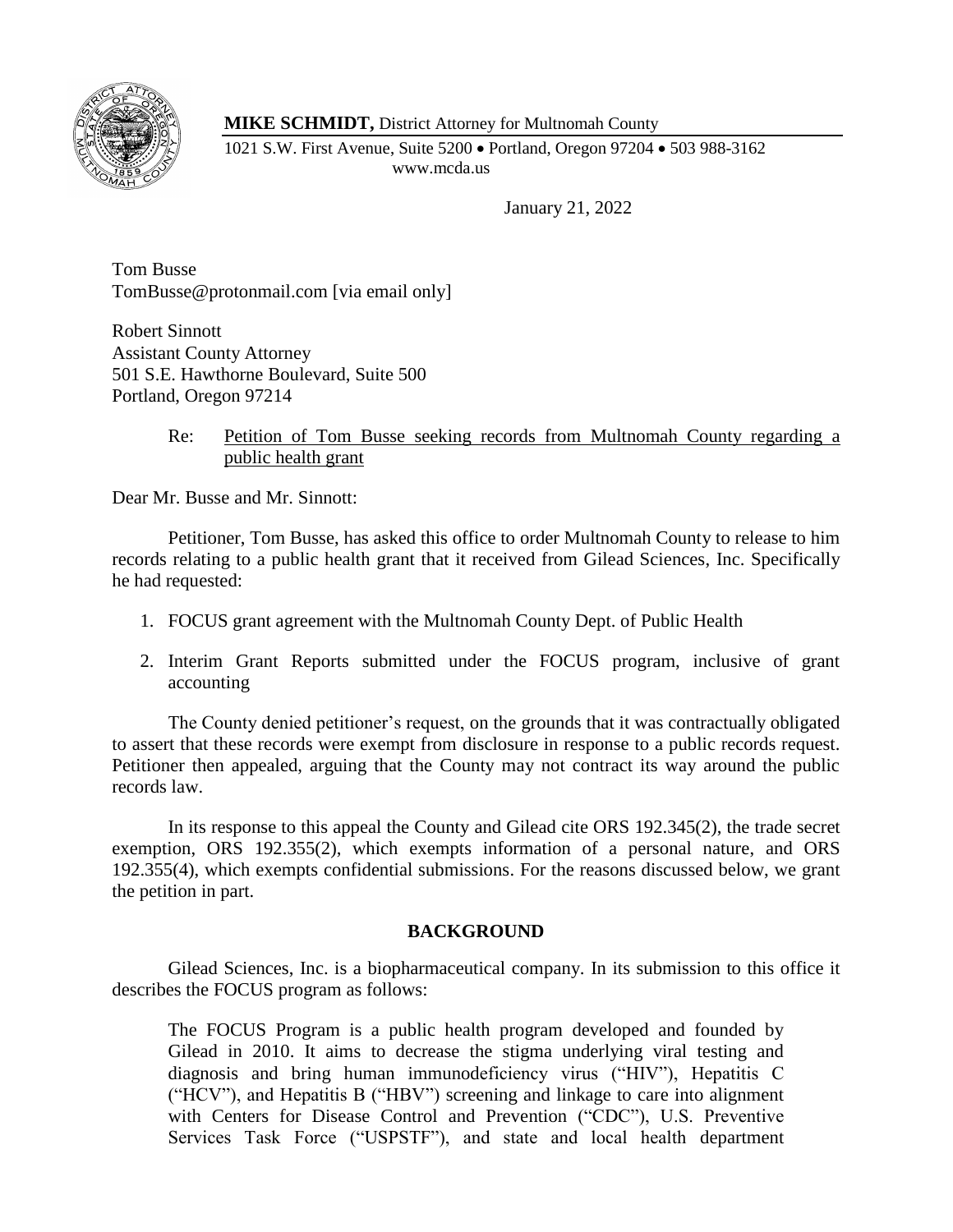**MIKE SCHMIDT,** District Attorney for Multnomah County

1021 S.W. First Avenue, Suite 5200 • Portland, Oregon 97204 • 503 988-3162
www.mcda.us

January 21, 2022

Tom Busse
TomBusse@protonmail.com [via email only]

Robert Sinnott
Assistant County Attorney
501 S.E. Hawthorne Boulevard, Suite 500
Portland, Oregon 97214

Re: Petition of Tom Busse seeking records from Multnomah County regarding a public health grant

Dear Mr. Busse and Mr. Sinnott:

Petitioner, Tom Busse, has asked this office to order Multnomah County to release to him records relating to a public health grant that it received from Gilead Sciences, Inc. Specifically he had requested:

1. FOCUS grant agreement with the Multnomah County Dept. of Public Health
2. Interim Grant Reports submitted under the FOCUS program, inclusive of grant accounting

The County denied petitioner's request, on the grounds that it was contractually obligated to assert that these records were exempt from disclosure in response to a public records request. Petitioner then appealed, arguing that the County may not contract its way around the public records law.

In its response to this appeal the County and Gilead cite ORS 192.345(2), the trade secret exemption, ORS 192.355(2), which exempts information of a personal nature, and ORS 192.355(4), which exempts confidential submissions. For the reasons discussed below, we grant the petition in part.

## BACKGROUND

Gilead Sciences, Inc. is a biopharmaceutical company. In its submission to this office it describes the FOCUS program as follows:

> The FOCUS Program is a public health program developed and founded by Gilead in 2010. It aims to decrease the stigma underlying viral testing and diagnosis and bring human immunodeficiency virus ("HIV"), Hepatitis C ("HCV"), and Hepatitis B ("HBV") screening and linkage to care into alignment with Centers for Disease Control and Prevention ("CDC"), U.S. Preventive Services Task Force ("USPSTF"), and state and local health department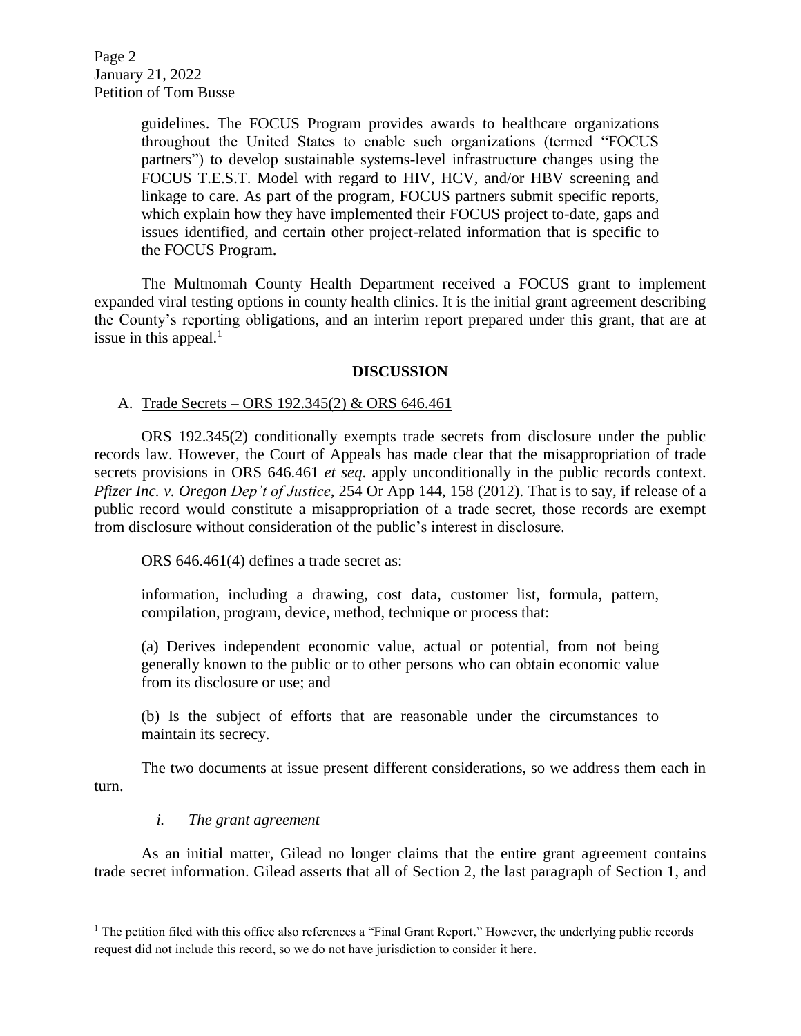guidelines. The FOCUS Program provides awards to healthcare organizations throughout the United States to enable such organizations (termed "FOCUS partners") to develop sustainable systems-level infrastructure changes using the FOCUS T.E.S.T. Model with regard to HIV, HCV, and/or HBV screening and linkage to care. As part of the program, FOCUS partners submit specific reports, which explain how they have implemented their FOCUS project to-date, gaps and issues identified, and certain other project-related information that is specific to the FOCUS Program.

The Multnomah County Health Department received a FOCUS grant to implement expanded viral testing options in county health clinics. It is the initial grant agreement describing the County's reporting obligations, and an interim report prepared under this grant, that are at issue in this appeal.[1]

## DISCUSSION

### A. Trade Secrets – ORS 192.345(2) & ORS 646.461

ORS 192.345(2) conditionally exempts trade secrets from disclosure under the public records law. However, the Court of Appeals has made clear that the misappropriation of trade secrets provisions in ORS 646.461 *et seq*. apply unconditionally in the public records context. *Pfizer Inc. v. Oregon Dep't of Justice*, 254 Or App 144, 158 (2012). That is to say, if release of a public record would constitute a misappropriation of a trade secret, those records are exempt from disclosure without consideration of the public's interest in disclosure.

ORS 646.461(4) defines a trade secret as:

> information, including a drawing, cost data, customer list, formula, pattern, compilation, program, device, method, technique or process that:
>
> (a) Derives independent economic value, actual or potential, from not being generally known to the public or to other persons who can obtain economic value from its disclosure or use; and
>
> (b) Is the subject of efforts that are reasonable under the circumstances to maintain its secrecy.

The two documents at issue present different considerations, so we address them each in turn.

#### *i. The grant agreement*

As an initial matter, Gilead no longer claims that the entire grant agreement contains trade secret information. Gilead asserts that all of Section 2, the last paragraph of Section 1, and

[1] The petition filed with this office also references a "Final Grant Report." However, the underlying public records request did not include this record, so we do not have jurisdiction to consider it here.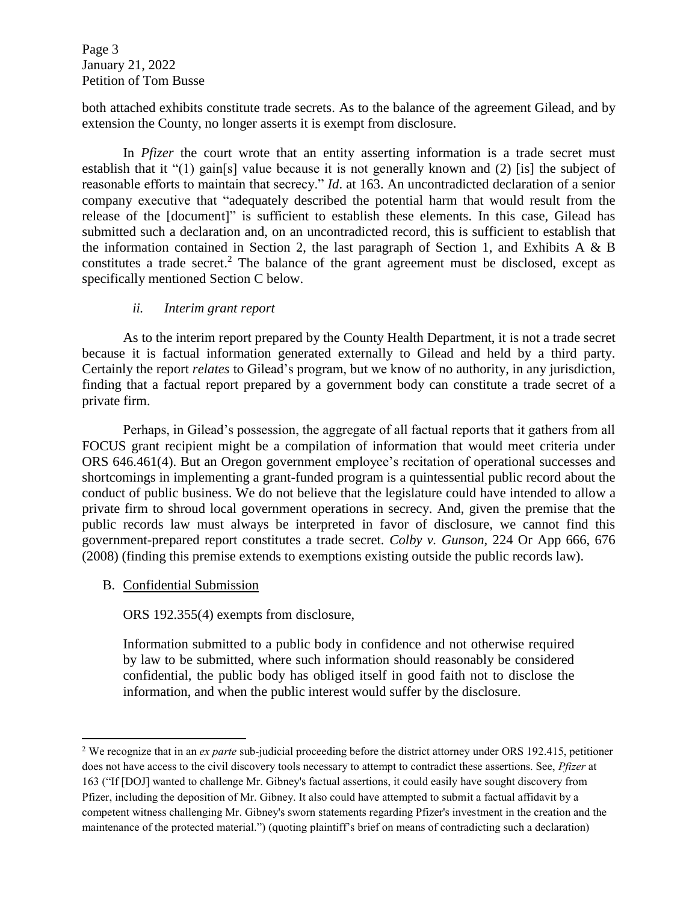both attached exhibits constitute trade secrets. As to the balance of the agreement Gilead, and by extension the County, no longer asserts it is exempt from disclosure.

In *Pfizer* the court wrote that an entity asserting information is a trade secret must establish that it "(1) gain[s] value because it is not generally known and (2) [is] the subject of reasonable efforts to maintain that secrecy." *Id*. at 163. An uncontradicted declaration of a senior company executive that "adequately described the potential harm that would result from the release of the [document]" is sufficient to establish these elements. In this case, Gilead has submitted such a declaration and, on an uncontradicted record, this is sufficient to establish that the information contained in Section 2, the last paragraph of Section 1, and Exhibits A & B constitutes a trade secret.[2] The balance of the grant agreement must be disclosed, except as specifically mentioned Section C below.

*ii. Interim grant report*

As to the interim report prepared by the County Health Department, it is not a trade secret because it is factual information generated externally to Gilead and held by a third party. Certainly the report *relates* to Gilead's program, but we know of no authority, in any jurisdiction, finding that a factual report prepared by a government body can constitute a trade secret of a private firm.

Perhaps, in Gilead's possession, the aggregate of all factual reports that it gathers from all FOCUS grant recipient might be a compilation of information that would meet criteria under ORS 646.461(4). But an Oregon government employee's recitation of operational successes and shortcomings in implementing a grant-funded program is a quintessential public record about the conduct of public business. We do not believe that the legislature could have intended to allow a private firm to shroud local government operations in secrecy. And, given the premise that the public records law must always be interpreted in favor of disclosure, we cannot find this government-prepared report constitutes a trade secret. *Colby v. Gunson*, 224 Or App 666, 676 (2008) (finding this premise extends to exemptions existing outside the public records law).

B. <u>Confidential Submission</u>

ORS 192.355(4) exempts from disclosure,

> Information submitted to a public body in confidence and not otherwise required by law to be submitted, where such information should reasonably be considered confidential, the public body has obliged itself in good faith not to disclose the information, and when the public interest would suffer by the disclosure.

---

[2] We recognize that in an *ex parte* sub-judicial proceeding before the district attorney under ORS 192.415, petitioner does not have access to the civil discovery tools necessary to attempt to contradict these assertions. See, *Pfizer* at 163 ("If [DOJ] wanted to challenge Mr. Gibney's factual assertions, it could easily have sought discovery from Pfizer, including the deposition of Mr. Gibney. It also could have attempted to submit a factual affidavit by a competent witness challenging Mr. Gibney's sworn statements regarding Pfizer's investment in the creation and the maintenance of the protected material.") (quoting plaintiff's brief on means of contradicting such a declaration)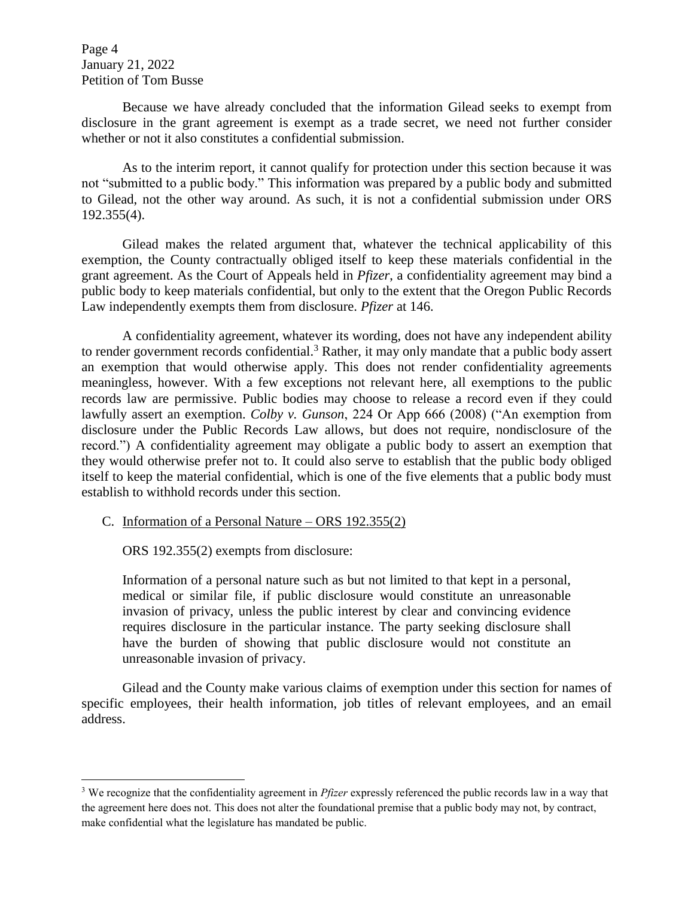Because we have already concluded that the information Gilead seeks to exempt from disclosure in the grant agreement is exempt as a trade secret, we need not further consider whether or not it also constitutes a confidential submission.

As to the interim report, it cannot qualify for protection under this section because it was not "submitted to a public body." This information was prepared by a public body and submitted to Gilead, not the other way around. As such, it is not a confidential submission under ORS 192.355(4).

Gilead makes the related argument that, whatever the technical applicability of this exemption, the County contractually obliged itself to keep these materials confidential in the grant agreement. As the Court of Appeals held in *Pfizer*, a confidentiality agreement may bind a public body to keep materials confidential, but only to the extent that the Oregon Public Records Law independently exempts them from disclosure. *Pfizer* at 146.

A confidentiality agreement, whatever its wording, does not have any independent ability to render government records confidential.[3] Rather, it may only mandate that a public body assert an exemption that would otherwise apply. This does not render confidentiality agreements meaningless, however. With a few exceptions not relevant here, all exemptions to the public records law are permissive. Public bodies may choose to release a record even if they could lawfully assert an exemption. *Colby v. Gunson*, 224 Or App 666 (2008) ("An exemption from disclosure under the Public Records Law allows, but does not require, nondisclosure of the record.") A confidentiality agreement may obligate a public body to assert an exemption that they would otherwise prefer not to. It could also serve to establish that the public body obliged itself to keep the material confidential, which is one of the five elements that a public body must establish to withhold records under this section.

C. <u>Information of a Personal Nature – ORS 192.355(2)</u>

ORS 192.355(2) exempts from disclosure:

> Information of a personal nature such as but not limited to that kept in a personal, medical or similar file, if public disclosure would constitute an unreasonable invasion of privacy, unless the public interest by clear and convincing evidence requires disclosure in the particular instance. The party seeking disclosure shall have the burden of showing that public disclosure would not constitute an unreasonable invasion of privacy.

Gilead and the County make various claims of exemption under this section for names of specific employees, their health information, job titles of relevant employees, and an email address.

---

[3] We recognize that the confidentiality agreement in *Pfizer* expressly referenced the public records law in a way that the agreement here does not. This does not alter the foundational premise that a public body may not, by contract, make confidential what the legislature has mandated be public.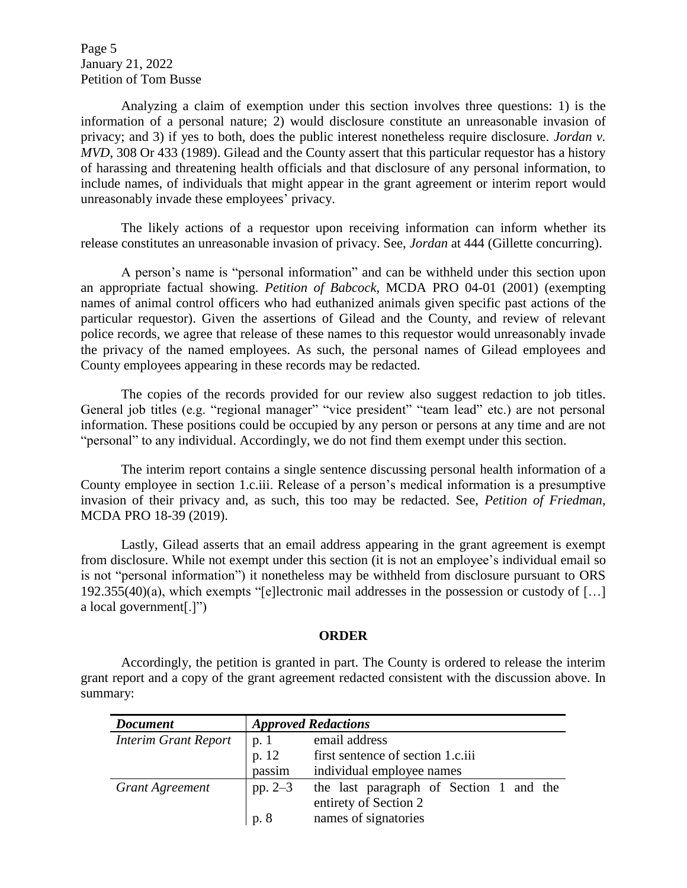Analyzing a claim of exemption under this section involves three questions: 1) is the information of a personal nature; 2) would disclosure constitute an unreasonable invasion of privacy; and 3) if yes to both, does the public interest nonetheless require disclosure. *Jordan v. MVD*, 308 Or 433 (1989). Gilead and the County assert that this particular requestor has a history of harassing and threatening health officials and that disclosure of any personal information, to include names, of individuals that might appear in the grant agreement or interim report would unreasonably invade these employees' privacy.

The likely actions of a requestor upon receiving information can inform whether its release constitutes an unreasonable invasion of privacy. See, *Jordan* at 444 (Gillette concurring).

A person's name is "personal information" and can be withheld under this section upon an appropriate factual showing. *Petition of Babcock*, MCDA PRO 04-01 (2001) (exempting names of animal control officers who had euthanized animals given specific past actions of the particular requestor). Given the assertions of Gilead and the County, and review of relevant police records, we agree that release of these names to this requestor would unreasonably invade the privacy of the named employees. As such, the personal names of Gilead employees and County employees appearing in these records may be redacted.

The copies of the records provided for our review also suggest redaction to job titles. General job titles (e.g. "regional manager" "vice president" "team lead" etc.) are not personal information. These positions could be occupied by any person or persons at any time and are not "personal" to any individual. Accordingly, we do not find them exempt under this section.

The interim report contains a single sentence discussing personal health information of a County employee in section 1.c.iii. Release of a person's medical information is a presumptive invasion of their privacy and, as such, this too may be redacted. See, *Petition of Friedman*, MCDA PRO 18-39 (2019).

Lastly, Gilead asserts that an email address appearing in the grant agreement is exempt from disclosure. While not exempt under this section (it is not an employee's individual email so is not "personal information") it nonetheless may be withheld from disclosure pursuant to ORS 192.355(40)(a), which exempts "[e]lectronic mail addresses in the possession or custody of […] a local government[.]")

## ORDER

Accordingly, the petition is granted in part. The County is ordered to release the interim grant report and a copy of the grant agreement redacted consistent with the discussion above. In summary:

| *Document* | *Approved Redactions* | |
|---|---|---|
| *Interim Grant Report* | p. 1 | email address |
| | p. 12 | first sentence of section 1.c.iii |
| | passim | individual employee names |
| *Grant Agreement* | pp. 2–3 | the last paragraph of Section 1 and the entirety of Section 2 |
| | p. 8 | names of signatories |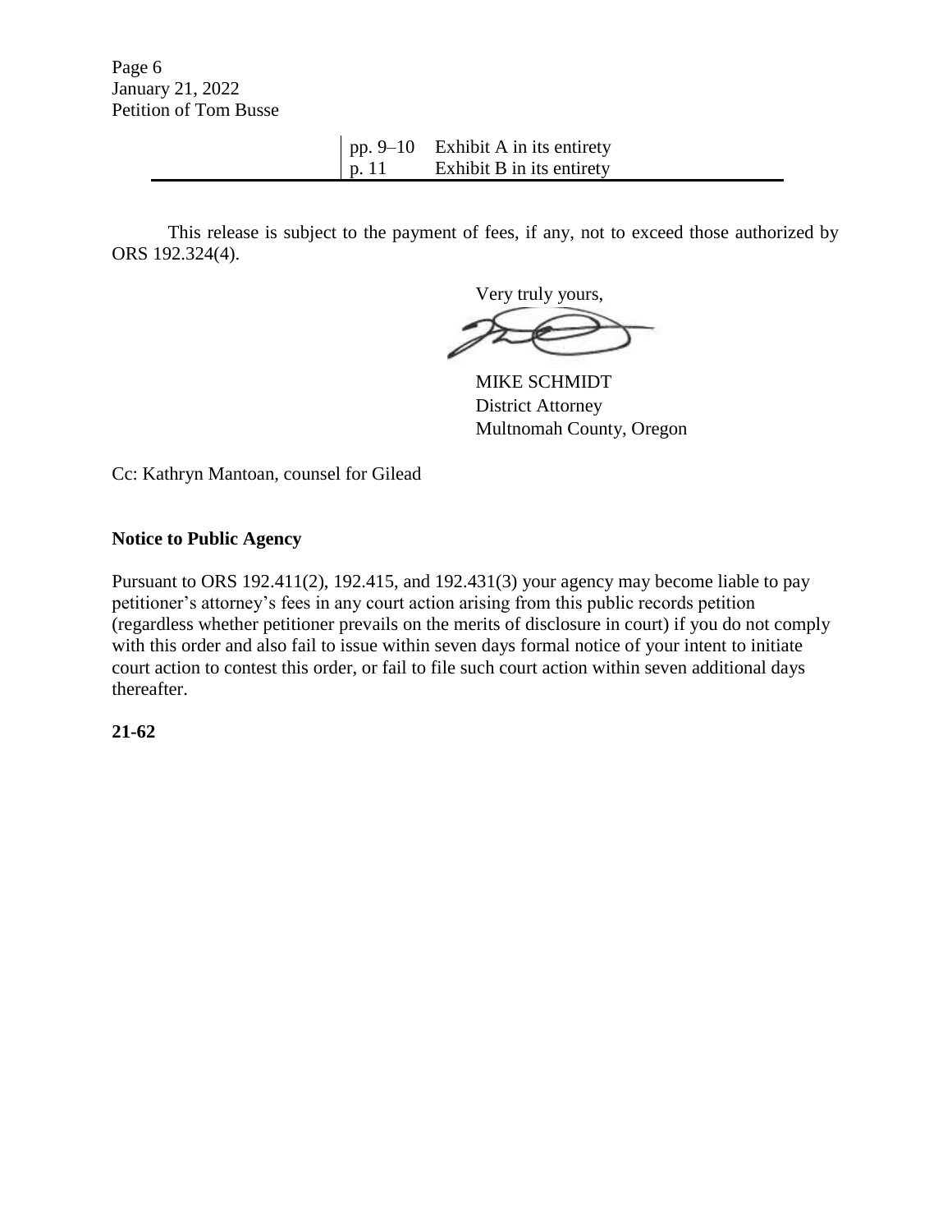| | | |
|---|---|---|
| | pp. 9–10 | Exhibit A in its entirety |
| | p. 11 | Exhibit B in its entirety |

This release is subject to the payment of fees, if any, not to exceed those authorized by ORS 192.324(4).

Very truly yours,

MIKE SCHMIDT
District Attorney
Multnomah County, Oregon

Cc: Kathryn Mantoan, counsel for Gilead

**Notice to Public Agency**

Pursuant to ORS 192.411(2), 192.415, and 192.431(3) your agency may become liable to pay petitioner's attorney's fees in any court action arising from this public records petition (regardless whether petitioner prevails on the merits of disclosure in court) if you do not comply with this order and also fail to issue within seven days formal notice of your intent to initiate court action to contest this order, or fail to file such court action within seven additional days thereafter.

**21-62**